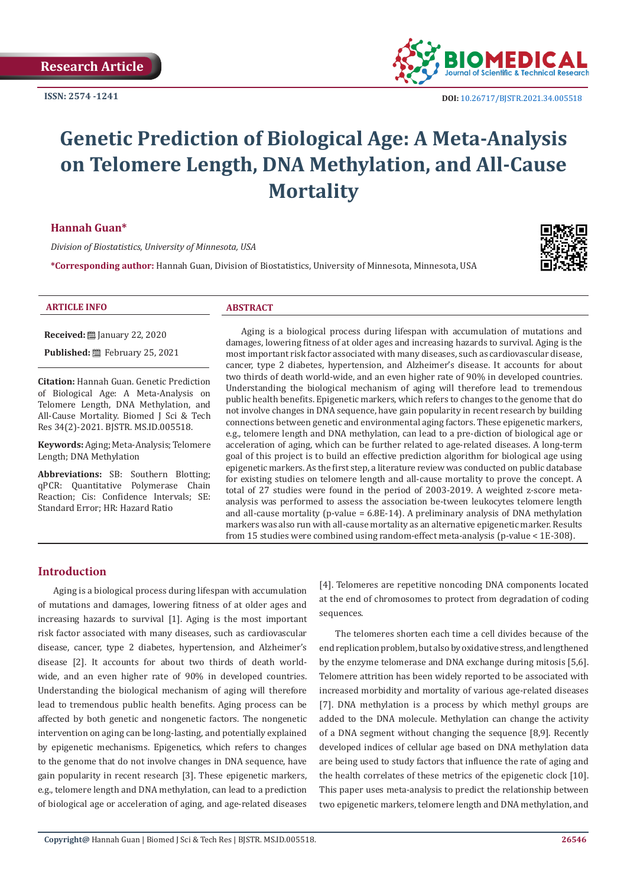Research Article

ISSN: 2574 -1241

DOI: 10.26717/BJSTR.2021.34.005518

# Genetic Prediction of Biological Age: A Meta-Analysis on Telomere Length, DNA Methylation, and All-Cause Mortality

**Hannah Guan***

*Division of Biostatistics, University of Minnesota, USA*

***Corresponding author:** Hannah Guan, Division of Biostatistics, University of Minnesota, Minnesota, USA

**ARTICLE INFO**

**Received:** January 22, 2020

**Published:** February 25, 2021

**Citation:** Hannah Guan. Genetic Prediction of Biological Age: A Meta-Analysis on Telomere Length, DNA Methylation, and All-Cause Mortality. Biomed J Sci & Tech Res 34(2)-2021. BJSTR. MS.ID.005518.

**Keywords:** Aging; Meta-Analysis; Telomere Length; DNA Methylation

**Abbreviations:** SB: Southern Blotting; qPCR: Quantitative Polymerase Chain Reaction; Cis: Confidence Intervals; SE: Standard Error; HR: Hazard Ratio

**ABSTRACT**

Aging is a biological process during lifespan with accumulation of mutations and damages, lowering fitness of at older ages and increasing hazards to survival. Aging is the most important risk factor associated with many diseases, such as cardiovascular disease, cancer, type 2 diabetes, hypertension, and Alzheimer's disease. It accounts for about two thirds of death world-wide, and an even higher rate of 90% in developed countries. Understanding the biological mechanism of aging will therefore lead to tremendous public health benefits. Epigenetic markers, which refers to changes to the genome that do not involve changes in DNA sequence, have gain popularity in recent research by building connections between genetic and environmental aging factors. These epigenetic markers, e.g., telomere length and DNA methylation, can lead to a pre-diction of biological age or acceleration of aging, which can be further related to age-related diseases. A long-term goal of this project is to build an effective prediction algorithm for biological age using epigenetic markers. As the first step, a literature review was conducted on public database for existing studies on telomere length and all-cause mortality to prove the concept. A total of 27 studies were found in the period of 2003-2019. A weighted z-score meta-analysis was performed to assess the association be-tween leukocytes telomere length and all-cause mortality (p-value = 6.8E-14). A preliminary analysis of DNA methylation markers was also run with all-cause mortality as an alternative epigenetic marker. Results from 15 studies were combined using random-effect meta-analysis (p-value < 1E-308).

## Introduction

Aging is a biological process during lifespan with accumulation of mutations and damages, lowering fitness of at older ages and increasing hazards to survival [1]. Aging is the most important risk factor associated with many diseases, such as cardiovascular disease, cancer, type 2 diabetes, hypertension, and Alzheimer's disease [2]. It accounts for about two thirds of death world-wide, and an even higher rate of 90% in developed countries. Understanding the biological mechanism of aging will therefore lead to tremendous public health benefits. Aging process can be affected by both genetic and nongenetic factors. The nongenetic intervention on aging can be long-lasting, and potentially explained by epigenetic mechanisms. Epigenetics, which refers to changes to the genome that do not involve changes in DNA sequence, have gain popularity in recent research [3]. These epigenetic markers, e.g., telomere length and DNA methylation, can lead to a prediction of biological age or acceleration of aging, and age-related diseases [4]. Telomeres are repetitive noncoding DNA components located at the end of chromosomes to protect from degradation of coding sequences.

The telomeres shorten each time a cell divides because of the end replication problem, but also by oxidative stress, and lengthened by the enzyme telomerase and DNA exchange during mitosis [5,6]. Telomere attrition has been widely reported to be associated with increased morbidity and mortality of various age-related diseases [7]. DNA methylation is a process by which methyl groups are added to the DNA molecule. Methylation can change the activity of a DNA segment without changing the sequence [8,9]. Recently developed indices of cellular age based on DNA methylation data are being used to study factors that influence the rate of aging and the health correlates of these metrics of the epigenetic clock [10]. This paper uses meta-analysis to predict the relationship between two epigenetic markers, telomere length and DNA methylation, and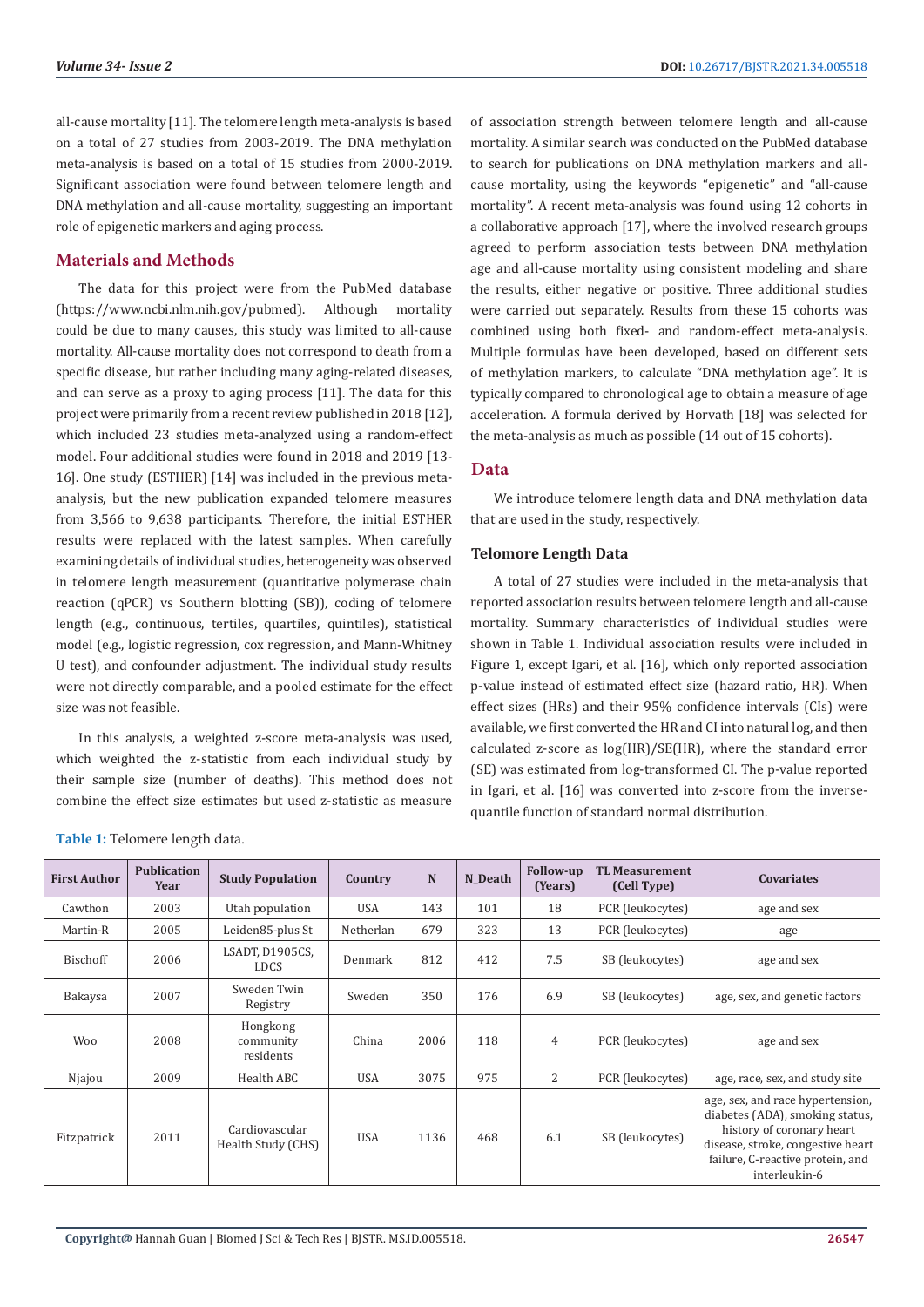all-cause mortality [11]. The telomere length meta-analysis is based on a total of 27 studies from 2003-2019. The DNA methylation meta-analysis is based on a total of 15 studies from 2000-2019. Significant association were found between telomere length and DNA methylation and all-cause mortality, suggesting an important role of epigenetic markers and aging process.

## Materials and Methods

The data for this project were from the PubMed database (https://www.ncbi.nlm.nih.gov/pubmed). Although mortality could be due to many causes, this study was limited to all-cause mortality. All-cause mortality does not correspond to death from a specific disease, but rather including many aging-related diseases, and can serve as a proxy to aging process [11]. The data for this project were primarily from a recent review published in 2018 [12], which included 23 studies meta-analyzed using a random-effect model. Four additional studies were found in 2018 and 2019 [13-16]. One study (ESTHER) [14] was included in the previous meta-analysis, but the new publication expanded telomere measures from 3,566 to 9,638 participants. Therefore, the initial ESTHER results were replaced with the latest samples. When carefully examining details of individual studies, heterogeneity was observed in telomere length measurement (quantitative polymerase chain reaction (qPCR) vs Southern blotting (SB)), coding of telomere length (e.g., continuous, tertiles, quartiles, quintiles), statistical model (e.g., logistic regression, cox regression, and Mann-Whitney U test), and confounder adjustment. The individual study results were not directly comparable, and a pooled estimate for the effect size was not feasible.

In this analysis, a weighted z-score meta-analysis was used, which weighted the z-statistic from each individual study by their sample size (number of deaths). This method does not combine the effect size estimates but used z-statistic as measure of association strength between telomere length and all-cause mortality. A similar search was conducted on the PubMed database to search for publications on DNA methylation markers and all-cause mortality, using the keywords "epigenetic" and "all-cause mortality". A recent meta-analysis was found using 12 cohorts in a collaborative approach [17], where the involved research groups agreed to perform association tests between DNA methylation age and all-cause mortality using consistent modeling and share the results, either negative or positive. Three additional studies were carried out separately. Results from these 15 cohorts was combined using both fixed- and random-effect meta-analysis. Multiple formulas have been developed, based on different sets of methylation markers, to calculate "DNA methylation age". It is typically compared to chronological age to obtain a measure of age acceleration. A formula derived by Horvath [18] was selected for the meta-analysis as much as possible (14 out of 15 cohorts).

## Data

We introduce telomere length data and DNA methylation data that are used in the study, respectively.

### Telomore Length Data

A total of 27 studies were included in the meta-analysis that reported association results between telomere length and all-cause mortality. Summary characteristics of individual studies were shown in Table 1. Individual association results were included in Figure 1, except Igari, et al. [16], which only reported association p-value instead of estimated effect size (hazard ratio, HR). When effect sizes (HRs) and their 95% confidence intervals (CIs) were available, we first converted the HR and CI into natural log, and then calculated z-score as log(HR)/SE(HR), where the standard error (SE) was estimated from log-transformed CI. The p-value reported in Igari, et al. [16] was converted into z-score from the inverse-quantile function of standard normal distribution.

**Table 1:** Telomere length data.

| First Author | Publication Year | Study Population | Country | N | N_Death | Follow-up (Years) | TL Measurement (Cell Type) | Covariates |
|---|---|---|---|---|---|---|---|---|
| Cawthon | 2003 | Utah population | USA | 143 | 101 | 18 | PCR (leukocytes) | age and sex |
| Martin-R | 2005 | Leiden85-plus St | Netherlan | 679 | 323 | 13 | PCR (leukocytes) | age |
| Bischoff | 2006 | LSADT, D1905CS, LDCS | Denmark | 812 | 412 | 7.5 | SB (leukocytes) | age and sex |
| Bakaysa | 2007 | Sweden Twin Registry | Sweden | 350 | 176 | 6.9 | SB (leukocytes) | age, sex, and genetic factors |
| Woo | 2008 | Hongkong community residents | China | 2006 | 118 | 4 | PCR (leukocytes) | age and sex |
| Njajou | 2009 | Health ABC | USA | 3075 | 975 | 2 | PCR (leukocytes) | age, race, sex, and study site |
| Fitzpatrick | 2011 | Cardiovascular Health Study (CHS) | USA | 1136 | 468 | 6.1 | SB (leukocytes) | age, sex, and race hypertension, diabetes (ADA), smoking status, history of coronary heart disease, stroke, congestive heart failure, C-reactive protein, and interleukin-6 |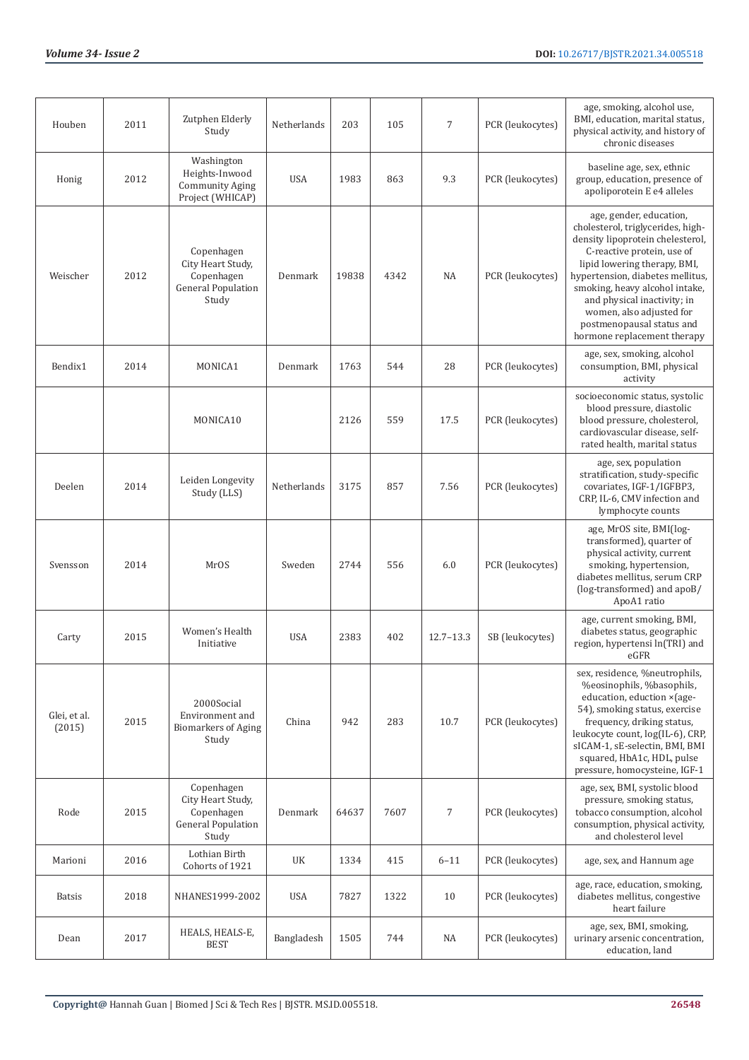| Houben | 2011 | Zutphen Elderly Study | Netherlands | 203 | 105 | 7 | PCR (leukocytes) | age, smoking, alcohol use, BMI, education, marital status, physical activity, and history of chronic diseases |
|---|---|---|---|---|---|---|---|---|
| Honig | 2012 | Washington Heights-Inwood Community Aging Project (WHICAP) | USA | 1983 | 863 | 9.3 | PCR (leukocytes) | baseline age, sex, ethnic group, education, presence of apoliporotein E e4 alleles |
| Weischer | 2012 | Copenhagen City Heart Study, Copenhagen General Population Study | Denmark | 19838 | 4342 | NA | PCR (leukocytes) | age, gender, education, cholesterol, triglycerides, high-density lipoprotein chelesterol, C-reactive protein, use of lipid lowering therapy, BMI, hypertension, diabetes mellitus, smoking, heavy alcohol intake, and physical inactivity; in women, also adjusted for postmenopausal status and hormone replacement therapy |
| Bendix1 | 2014 | MONICA1 | Denmark | 1763 | 544 | 28 | PCR (leukocytes) | age, sex, smoking, alcohol consumption, BMI, physical activity |
| | | MONICA10 | | 2126 | 559 | 17.5 | PCR (leukocytes) | socioeconomic status, systolic blood pressure, diastolic blood pressure, cholesterol, cardiovascular disease, self-rated health, marital status |
| Deelen | 2014 | Leiden Longevity Study (LLS) | Netherlands | 3175 | 857 | 7.56 | PCR (leukocytes) | age, sex, population stratification, study-specific covariates, IGF-1/IGFBP3, CRP, IL-6, CMV infection and lymphocyte counts |
| Svensson | 2014 | MrOS | Sweden | 2744 | 556 | 6.0 | PCR (leukocytes) | age, MrOS site, BMI(log-transformed), quarter of physical activity, current smoking, hypertension, diabetes mellitus, serum CRP (log-transformed) and apoB/ApoA1 ratio |
| Carty | 2015 | Women's Health Initiative | USA | 2383 | 402 | 12.7–13.3 | SB (leukocytes) | age, current smoking, BMI, diabetes status, geographic region, hypertensi ln(TRI) and eGFR |
| Glei, et al. (2015) | 2015 | 2000Social Environment and Biomarkers of Aging Study | China | 942 | 283 | 10.7 | PCR (leukocytes) | sex, residence, %neutrophils, %eosinophils, %basophils, education, eduction ×(age-54), smoking status, exercise frequency, driking status, leukocyte count, log(IL-6), CRP, sICAM-1, sE-selectin, BMI, BMI squared, HbA1c, HDL, pulse pressure, homocysteine, IGF-1 |
| Rode | 2015 | Copenhagen City Heart Study, Copenhagen General Population Study | Denmark | 64637 | 7607 | 7 | PCR (leukocytes) | age, sex, BMI, systolic blood pressure, smoking status, tobacco consumption, alcohol consumption, physical activity, and cholesterol level |
| Marioni | 2016 | Lothian Birth Cohorts of 1921 | UK | 1334 | 415 | 6–11 | PCR (leukocytes) | age, sex, and Hannum age |
| Batsis | 2018 | NHANES1999-2002 | USA | 7827 | 1322 | 10 | PCR (leukocytes) | age, race, education, smoking, diabetes mellitus, congestive heart failure |
| Dean | 2017 | HEALS, HEALS-E, BEST | Bangladesh | 1505 | 744 | NA | PCR (leukocytes) | age, sex, BMI, smoking, urinary arsenic concentration, education, land |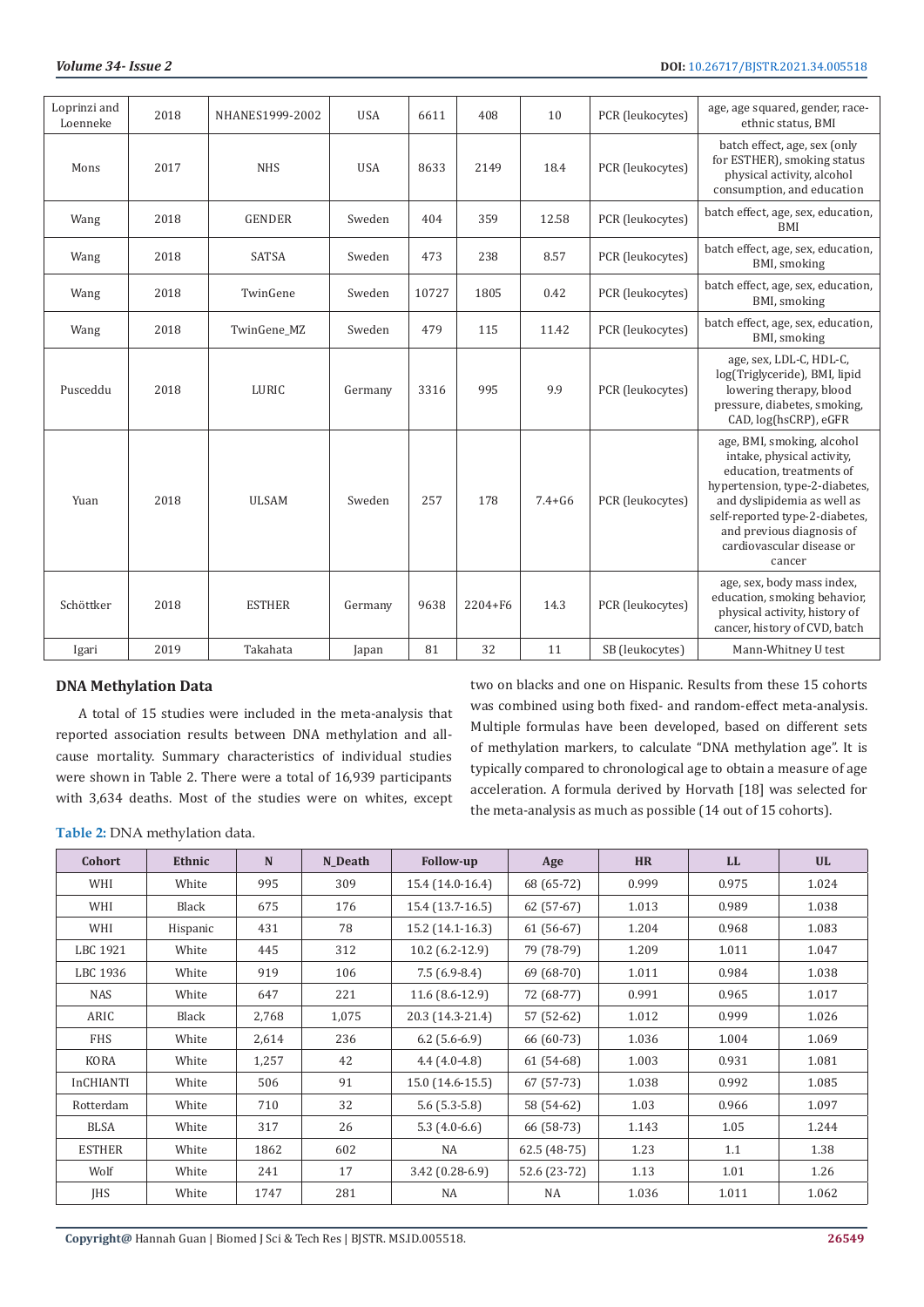| Loprinzi and Loenneke | 2018 | NHANES1999-2002 | USA | 6611 | 408 | 10 | PCR (leukocytes) | age, age squared, gender, race-ethnic status, BMI |
|---|---|---|---|---|---|---|---|---|
| Mons | 2017 | NHS | USA | 8633 | 2149 | 18.4 | PCR (leukocytes) | batch effect, age, sex (only for ESTHER), smoking status physical activity, alcohol consumption, and education |
| Wang | 2018 | GENDER | Sweden | 404 | 359 | 12.58 | PCR (leukocytes) | batch effect, age, sex, education, BMI |
| Wang | 2018 | SATSA | Sweden | 473 | 238 | 8.57 | PCR (leukocytes) | batch effect, age, sex, education, BMI, smoking |
| Wang | 2018 | TwinGene | Sweden | 10727 | 1805 | 0.42 | PCR (leukocytes) | batch effect, age, sex, education, BMI, smoking |
| Wang | 2018 | TwinGene_MZ | Sweden | 479 | 115 | 11.42 | PCR (leukocytes) | batch effect, age, sex, education, BMI, smoking |
| Pusceddu | 2018 | LURIC | Germany | 3316 | 995 | 9.9 | PCR (leukocytes) | age, sex, LDL-C, HDL-C, log(Triglyceride), BMI, lipid lowering therapy, blood pressure, diabetes, smoking, CAD, log(hsCRP), eGFR |
| Yuan | 2018 | ULSAM | Sweden | 257 | 178 | 7.4+G6 | PCR (leukocytes) | age, BMI, smoking, alcohol intake, physical activity, education, treatments of hypertension, type-2-diabetes, and dyslipidemia as well as self-reported type-2-diabetes, and previous diagnosis of cardiovascular disease or cancer |
| Schöttker | 2018 | ESTHER | Germany | 9638 | 2204+F6 | 14.3 | PCR (leukocytes) | age, sex, body mass index, education, smoking behavior, physical activity, history of cancer, history of CVD, batch |
| Igari | 2019 | Takahata | Japan | 81 | 32 | 11 | SB (leukocytes) | Mann-Whitney U test |

## DNA Methylation Data

A total of 15 studies were included in the meta-analysis that reported association results between DNA methylation and all-cause mortality. Summary characteristics of individual studies were shown in Table 2. There were a total of 16,939 participants with 3,634 deaths. Most of the studies were on whites, except two on blacks and one on Hispanic. Results from these 15 cohorts was combined using both fixed- and random-effect meta-analysis. Multiple formulas have been developed, based on different sets of methylation markers, to calculate "DNA methylation age". It is typically compared to chronological age to obtain a measure of age acceleration. A formula derived by Horvath [18] was selected for the meta-analysis as much as possible (14 out of 15 cohorts).

**Table 2:** DNA methylation data.

| Cohort | Ethnic | N | N_Death | Follow-up | Age | HR | LL | UL |
|---|---|---|---|---|---|---|---|---|
| WHI | White | 995 | 309 | 15.4 (14.0-16.4) | 68 (65-72) | 0.999 | 0.975 | 1.024 |
| WHI | Black | 675 | 176 | 15.4 (13.7-16.5) | 62 (57-67) | 1.013 | 0.989 | 1.038 |
| WHI | Hispanic | 431 | 78 | 15.2 (14.1-16.3) | 61 (56-67) | 1.204 | 0.968 | 1.083 |
| LBC 1921 | White | 445 | 312 | 10.2 (6.2-12.9) | 79 (78-79) | 1.209 | 1.011 | 1.047 |
| LBC 1936 | White | 919 | 106 | 7.5 (6.9-8.4) | 69 (68-70) | 1.011 | 0.984 | 1.038 |
| NAS | White | 647 | 221 | 11.6 (8.6-12.9) | 72 (68-77) | 0.991 | 0.965 | 1.017 |
| ARIC | Black | 2,768 | 1,075 | 20.3 (14.3-21.4) | 57 (52-62) | 1.012 | 0.999 | 1.026 |
| FHS | White | 2,614 | 236 | 6.2 (5.6-6.9) | 66 (60-73) | 1.036 | 1.004 | 1.069 |
| KORA | White | 1,257 | 42 | 4.4 (4.0-4.8) | 61 (54-68) | 1.003 | 0.931 | 1.081 |
| InCHIANTI | White | 506 | 91 | 15.0 (14.6-15.5) | 67 (57-73) | 1.038 | 0.992 | 1.085 |
| Rotterdam | White | 710 | 32 | 5.6 (5.3-5.8) | 58 (54-62) | 1.03 | 0.966 | 1.097 |
| BLSA | White | 317 | 26 | 5.3 (4.0-6.6) | 66 (58-73) | 1.143 | 1.05 | 1.244 |
| ESTHER | White | 1862 | 602 | NA | 62.5 (48-75) | 1.23 | 1.1 | 1.38 |
| Wolf | White | 241 | 17 | 3.42 (0.28-6.9) | 52.6 (23-72) | 1.13 | 1.01 | 1.26 |
| JHS | White | 1747 | 281 | NA | NA | 1.036 | 1.011 | 1.062 |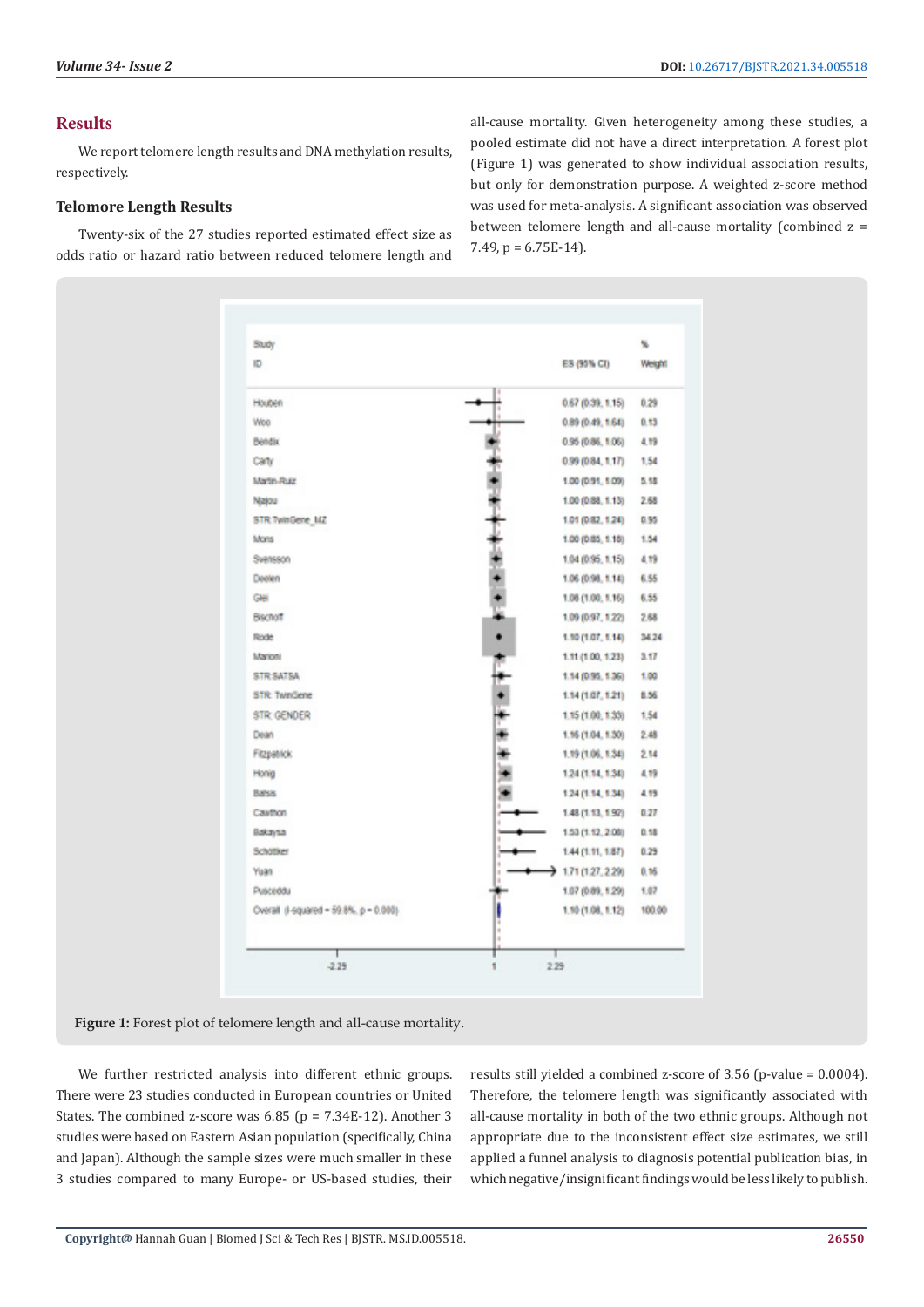## Results

We report telomere length results and DNA methylation results, respectively.

### Telomore Length Results

Twenty-six of the 27 studies reported estimated effect size as odds ratio or hazard ratio between reduced telomere length and all-cause mortality. Given heterogeneity among these studies, a pooled estimate did not have a direct interpretation. A forest plot (Figure 1) was generated to show individual association results, but only for demonstration purpose. A weighted z-score method was used for meta-analysis. A significant association was observed between telomere length and all-cause mortality (combined z = 7.49, p = 6.75E-14).

| Study ID | ES (95% CI) | % Weight |
|---|---|---|
| Houben | 0.67 (0.39, 1.15) | 0.29 |
| Woo | 0.89 (0.49, 1.64) | 0.13 |
| Bendix | 0.95 (0.86, 1.06) | 4.19 |
| Carty | 0.99 (0.84, 1.17) | 1.54 |
| Martin-Ruiz | 1.00 (0.91, 1.09) | 5.18 |
| Njajou | 1.00 (0.88, 1.13) | 2.68 |
| STR TwinGene_MZ | 1.01 (0.82, 1.24) | 0.95 |
| Mons | 1.00 (0.85, 1.18) | 1.54 |
| Svensson | 1.04 (0.95, 1.15) | 4.19 |
| Deelen | 1.06 (0.98, 1.14) | 6.55 |
| Glei | 1.08 (1.00, 1.16) | 6.55 |
| Bischoff | 1.09 (0.97, 1.22) | 2.68 |
| Rode | 1.10 (1.07, 1.14) | 34.24 |
| Marioni | 1.11 (1.00, 1.23) | 3.17 |
| STR SATSA | 1.14 (0.95, 1.36) | 1.00 |
| STR TwinGene | 1.14 (1.07, 1.21) | 8.56 |
| STR GENDER | 1.15 (1.00, 1.33) | 1.54 |
| Dean | 1.16 (1.04, 1.30) | 2.48 |
| Fitzpatrick | 1.19 (1.06, 1.34) | 2.14 |
| Honig | 1.24 (1.14, 1.34) | 4.19 |
| Batsis | 1.24 (1.14, 1.34) | 4.19 |
| Cawthon | 1.48 (1.13, 1.92) | 0.27 |
| Bakaysa | 1.53 (1.12, 2.08) | 0.18 |
| Schottker | 1.44 (1.11, 1.87) | 0.29 |
| Yuan | 1.71 (1.27, 2.29) | 0.16 |
| Pusceddu | 1.07 (0.89, 1.29) | 1.07 |
| Overall (I-squared = 59.8%, p = 0.000) | 1.10 (1.08, 1.12) | 100.00 |

Figure 1: Forest plot of telomere length and all-cause mortality.

We further restricted analysis into different ethnic groups. There were 23 studies conducted in European countries or United States. The combined z-score was 6.85 (p = 7.34E-12). Another 3 studies were based on Eastern Asian population (specifically, China and Japan). Although the sample sizes were much smaller in these 3 studies compared to many Europe- or US-based studies, their results still yielded a combined z-score of 3.56 (p-value = 0.0004). Therefore, the telomere length was significantly associated with all-cause mortality in both of the two ethnic groups. Although not appropriate due to the inconsistent effect size estimates, we still applied a funnel analysis to diagnosis potential publication bias, in which negative/insignificant findings would be less likely to publish.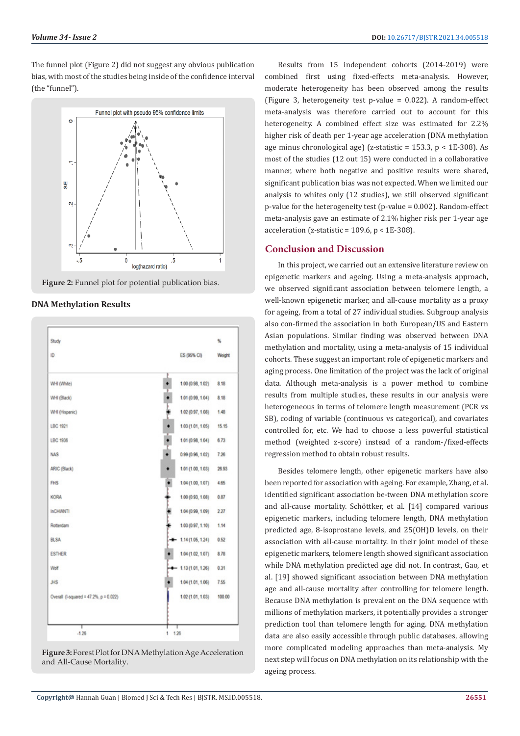The funnel plot (Figure 2) did not suggest any obvious publication bias, with most of the studies being inside of the confidence interval (the "funnel").

Figure 2: Funnel plot for potential publication bias.

**DNA Methylation Results**

| Study ID | ES (95% CI) | % Weight |
|---|---|---|
| WHI (White) | 1.00 (0.98, 1.02) | 8.18 |
| WHI (Black) | 1.01 (0.99, 1.04) | 8.18 |
| WHI (Hispanic) | 1.02 (0.97, 1.08) | 1.48 |
| LBC 1921 | 1.03 (1.01, 1.05) | 15.15 |
| LBC 1936 | 1.01 (0.98, 1.04) | 6.73 |
| NAS | 0.99 (0.96, 1.02) | 7.26 |
| ARIC (Black) | 1.01 (1.00, 1.03) | 26.93 |
| FHS | 1.04 (1.00, 1.07) | 4.65 |
| KORA | 1.00 (0.93, 1.08) | 0.87 |
| InCHIANTI | 1.04 (0.99, 1.09) | 2.27 |
| Rotterdam | 1.03 (0.97, 1.10) | 1.14 |
| BLSA | 1.14 (1.05, 1.24) | 0.52 |
| ESTHER | 1.04 (1.02, 1.07) | 8.78 |
| Wolf | 1.13 (1.01, 1.26) | 0.31 |
| JHS | 1.04 (1.01, 1.06) | 7.55 |
| Overall (I-squared = 47.2%, p = 0.022) | 1.02 (1.01, 1.03) | 100.00 |

Figure 3: Forest Plot for DNA Methylation Age Acceleration and All-Cause Mortality.

Results from 15 independent cohorts (2014-2019) were combined first using fixed-effects meta-analysis. However, moderate heterogeneity has been observed among the results (Figure 3, heterogeneity test p-value = 0.022). A random-effect meta-analysis was therefore carried out to account for this heterogeneity. A combined effect size was estimated for 2.2% higher risk of death per 1-year age acceleration (DNA methylation age minus chronological age) (z-statistic = 153.3, p < 1E-308). As most of the studies (12 out 15) were conducted in a collaborative manner, where both negative and positive results were shared, significant publication bias was not expected. When we limited our analysis to whites only (12 studies), we still observed significant p-value for the heterogeneity test (p-value = 0.002). Random-effect meta-analysis gave an estimate of 2.1% higher risk per 1-year age acceleration (z-statistic = 109.6, p < 1E-308).

## Conclusion and Discussion

In this project, we carried out an extensive literature review on epigenetic markers and ageing. Using a meta-analysis approach, we observed significant association between telomere length, a well-known epigenetic marker, and all-cause mortality as a proxy for ageing, from a total of 27 individual studies. Subgroup analysis also con-firmed the association in both European/US and Eastern Asian populations. Similar finding was observed between DNA methylation and mortality, using a meta-analysis of 15 individual cohorts. These suggest an important role of epigenetic markers and aging process. One limitation of the project was the lack of original data. Although meta-analysis is a power method to combine results from multiple studies, these results in our analysis were heterogeneous in terms of telomere length measurement (PCR vs SB), coding of variable (continuous vs categorical), and covariates controlled for, etc. We had to choose a less powerful statistical method (weighted z-score) instead of a random-/fixed-effects regression method to obtain robust results.

Besides telomere length, other epigenetic markers have also been reported for association with ageing. For example, Zhang, et al. identified significant association be-tween DNA methylation score and all-cause mortality. Schöttker, et al. [14] compared various epigenetic markers, including telomere length, DNA methylation predicted age, 8-isoprostane levels, and 25(OH)D levels, on their association with all-cause mortality. In their joint model of these epigenetic markers, telomere length showed significant association while DNA methylation predicted age did not. In contrast, Gao, et al. [19] showed significant association between DNA methylation age and all-cause mortality after controlling for telomere length. Because DNA methylation is prevalent on the DNA sequence with millions of methylation markers, it potentially provides a stronger prediction tool than telomere length for aging. DNA methylation data are also easily accessible through public databases, allowing more complicated modeling approaches than meta-analysis. My next step will focus on DNA methylation on its relationship with the ageing process.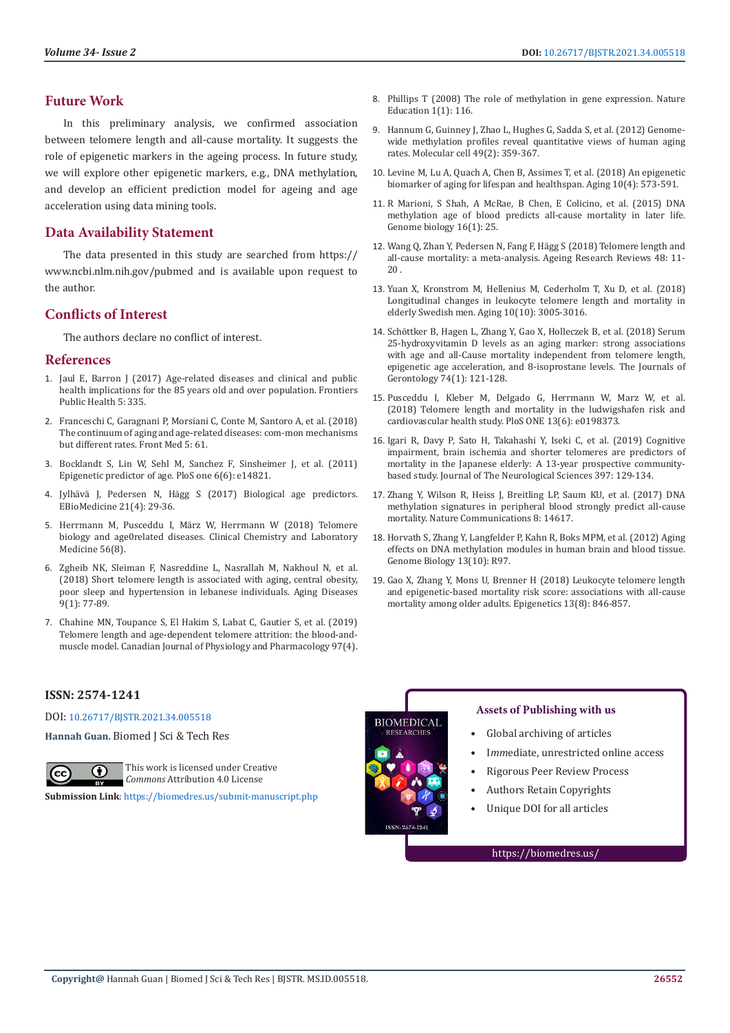## Future Work

In this preliminary analysis, we confirmed association between telomere length and all-cause mortality. It suggests the role of epigenetic markers in the ageing process. In future study, we will explore other epigenetic markers, e.g., DNA methylation, and develop an efficient prediction model for ageing and age acceleration using data mining tools.

## Data Availability Statement

The data presented in this study are searched from https://www.ncbi.nlm.nih.gov/pubmed and is available upon request to the author.

## Conflicts of Interest

The authors declare no conflict of interest.

## References

1. Jaul E, Barron J (2017) Age-related diseases and clinical and public health implications for the 85 years old and over population. Frontiers Public Health 5: 335.
2. Franceschi C, Garagnani P, Morsiani C, Conte M, Santoro A, et al. (2018) The continuum of aging and age-related diseases: com-mon mechanisms but different rates. Front Med 5: 61.
3. Bocklandt S, Lin W, Sehl M, Sanchez F, Sinsheimer J, et al. (2011) Epigenetic predictor of age. PloS one 6(6): e14821.
4. Jylhävä J, Pedersen N, Hägg S (2017) Biological age predictors. EBioMedicine 21(4): 29-36.
5. Herrmann M, Pusceddu I, März W, Herrmann W (2018) Telomere biology and age0related diseases. Clinical Chemistry and Laboratory Medicine 56(8).
6. Zgheib NK, Sleiman F, Nasreddine L, Nasrallah M, Nakhoul N, et al. (2018) Short telomere length is associated with aging, central obesity, poor sleep and hypertension in lebanese individuals. Aging Diseases 9(1): 77-89.
7. Chahine MN, Toupance S, El Hakim S, Labat C, Gautier S, et al. (2019) Telomere length and age-dependent telomere attrition: the blood-and-muscle model. Canadian Journal of Physiology and Pharmacology 97(4).
8. Phillips T (2008) The role of methylation in gene expression. Nature Education 1(1): 116.
9. Hannum G, Guinney J, Zhao L, Hughes G, Sadda S, et al. (2012) Genome-wide methylation profiles reveal quantitative views of human aging rates. Molecular cell 49(2): 359-367.
10. Levine M, Lu A, Quach A, Chen B, Assimes T, et al. (2018) An epigenetic biomarker of aging for lifespan and healthspan. Aging 10(4): 573-591.
11. R Marioni, S Shah, A McRae, B Chen, E Colicino, et al. (2015) DNA methylation age of blood predicts all-cause mortality in later life. Genome biology 16(1): 25.
12. Wang Q, Zhan Y, Pedersen N, Fang F, Hägg S (2018) Telomere length and all-cause mortality: a meta-analysis. Ageing Research Reviews 48: 11-20 .
13. Yuan X, Kronstrom M, Hellenius M, Cederholm T, Xu D, et al. (2018) Longitudinal changes in leukocyte telomere length and mortality in elderly Swedish men. Aging 10(10): 3005-3016.
14. Schöttker B, Hagen L, Zhang Y, Gao X, Holleczek B, et al. (2018) Serum 25-hydroxyvitamin D levels as an aging marker: strong associations with age and all-Cause mortality independent from telomere length, epigenetic age acceleration, and 8-isoprostane levels. The Journals of Gerontology 74(1): 121-128.
15. Pusceddu I, Kleber M, Delgado G, Herrmann W, Marz W, et al. (2018) Telomere length and mortality in the ludwigshafen risk and cardiovascular health study. PloS ONE 13(6): e0198373.
16. Igari R, Davy P, Sato H, Takahashi Y, Iseki C, et al. (2019) Cognitive impairment, brain ischemia and shorter telomeres are predictors of mortality in the Japanese elderly: A 13-year prospective community-based study. Journal of The Neurological Sciences 397: 129-134.
17. Zhang Y, Wilson R, Heiss J, Breitling LP, Saum KU, et al. (2017) DNA methylation signatures in peripheral blood strongly predict all-cause mortality. Nature Communications 8: 14617.
18. Horvath S, Zhang Y, Langfelder P, Kahn R, Boks MPM, et al. (2012) Aging effects on DNA methylation modules in human brain and blood tissue. Genome Biology 13(10): R97.
19. Gao X, Zhang Y, Mons U, Brenner H (2018) Leukocyte telomere length and epigenetic-based mortality risk score: associations with all-cause mortality among older adults. Epigenetics 13(8): 846-857.

**ISSN: 2574-1241**

DOI: 10.26717/BJSTR.2021.34.005518

**Hannah Guan.** Biomed J Sci & Tech Res

This work is licensed under Creative *Commons* Attribution 4.0 License

**Submission Link**: https://biomedres.us/submit-manuscript.php

**Assets of Publishing with us**

- Global archiving of articles
- Immediate, unrestricted online access
- Rigorous Peer Review Process
- Authors Retain Copyrights
- Unique DOI for all articles

https://biomedres.us/